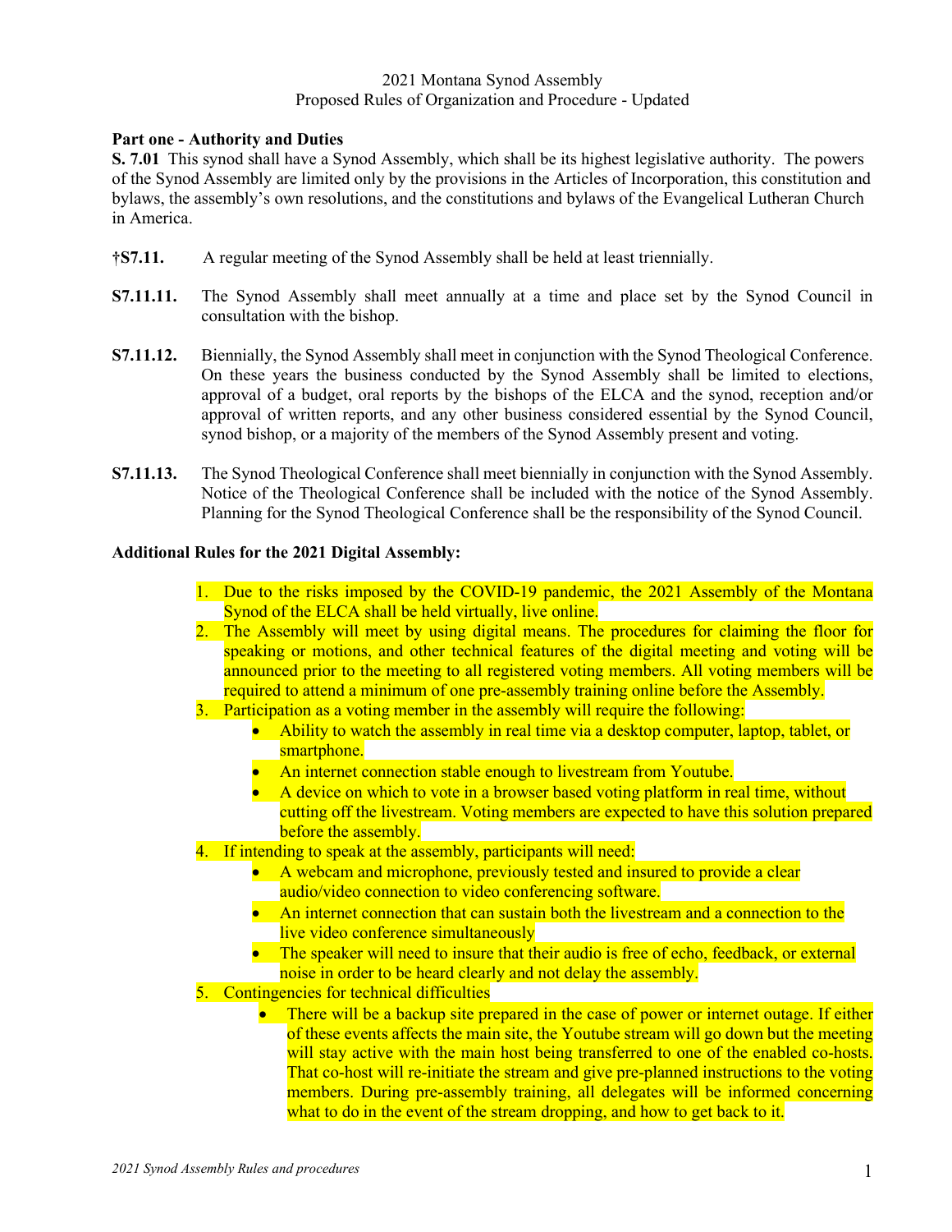2021 Montana Synod Assembly
Proposed Rules of Organization and Procedure - Updated

**Part one - Authority and Duties**

**S. 7.01** This synod shall have a Synod Assembly, which shall be its highest legislative authority. The powers of the Synod Assembly are limited only by the provisions in the Articles of Incorporation, this constitution and bylaws, the assembly's own resolutions, and the constitutions and bylaws of the Evangelical Lutheran Church in America.

**†S7.11.** A regular meeting of the Synod Assembly shall be held at least triennially.

**S7.11.11.** The Synod Assembly shall meet annually at a time and place set by the Synod Council in consultation with the bishop.

**S7.11.12.** Biennially, the Synod Assembly shall meet in conjunction with the Synod Theological Conference. On these years the business conducted by the Synod Assembly shall be limited to elections, approval of a budget, oral reports by the bishops of the ELCA and the synod, reception and/or approval of written reports, and any other business considered essential by the Synod Council, synod bishop, or a majority of the members of the Synod Assembly present and voting.

**S7.11.13.** The Synod Theological Conference shall meet biennially in conjunction with the Synod Assembly. Notice of the Theological Conference shall be included with the notice of the Synod Assembly. Planning for the Synod Theological Conference shall be the responsibility of the Synod Council.

**Additional Rules for the 2021 Digital Assembly:**

1. Due to the risks imposed by the COVID-19 pandemic, the 2021 Assembly of the Montana Synod of the ELCA shall be held virtually, live online.
2. The Assembly will meet by using digital means. The procedures for claiming the floor for speaking or motions, and other technical features of the digital meeting and voting will be announced prior to the meeting to all registered voting members. All voting members will be required to attend a minimum of one pre-assembly training online before the Assembly.
3. Participation as a voting member in the assembly will require the following:
   - Ability to watch the assembly in real time via a desktop computer, laptop, tablet, or smartphone.
   - An internet connection stable enough to livestream from Youtube.
   - A device on which to vote in a browser based voting platform in real time, without cutting off the livestream. Voting members are expected to have this solution prepared before the assembly.
4. If intending to speak at the assembly, participants will need:
   - A webcam and microphone, previously tested and insured to provide a clear audio/video connection to video conferencing software.
   - An internet connection that can sustain both the livestream and a connection to the live video conference simultaneously
   - The speaker will need to insure that their audio is free of echo, feedback, or external noise in order to be heard clearly and not delay the assembly.
5. Contingencies for technical difficulties
   - There will be a backup site prepared in the case of power or internet outage. If either of these events affects the main site, the Youtube stream will go down but the meeting will stay active with the main host being transferred to one of the enabled co-hosts. That co-host will re-initiate the stream and give pre-planned instructions to the voting members. During pre-assembly training, all delegates will be informed concerning what to do in the event of the stream dropping, and how to get back to it.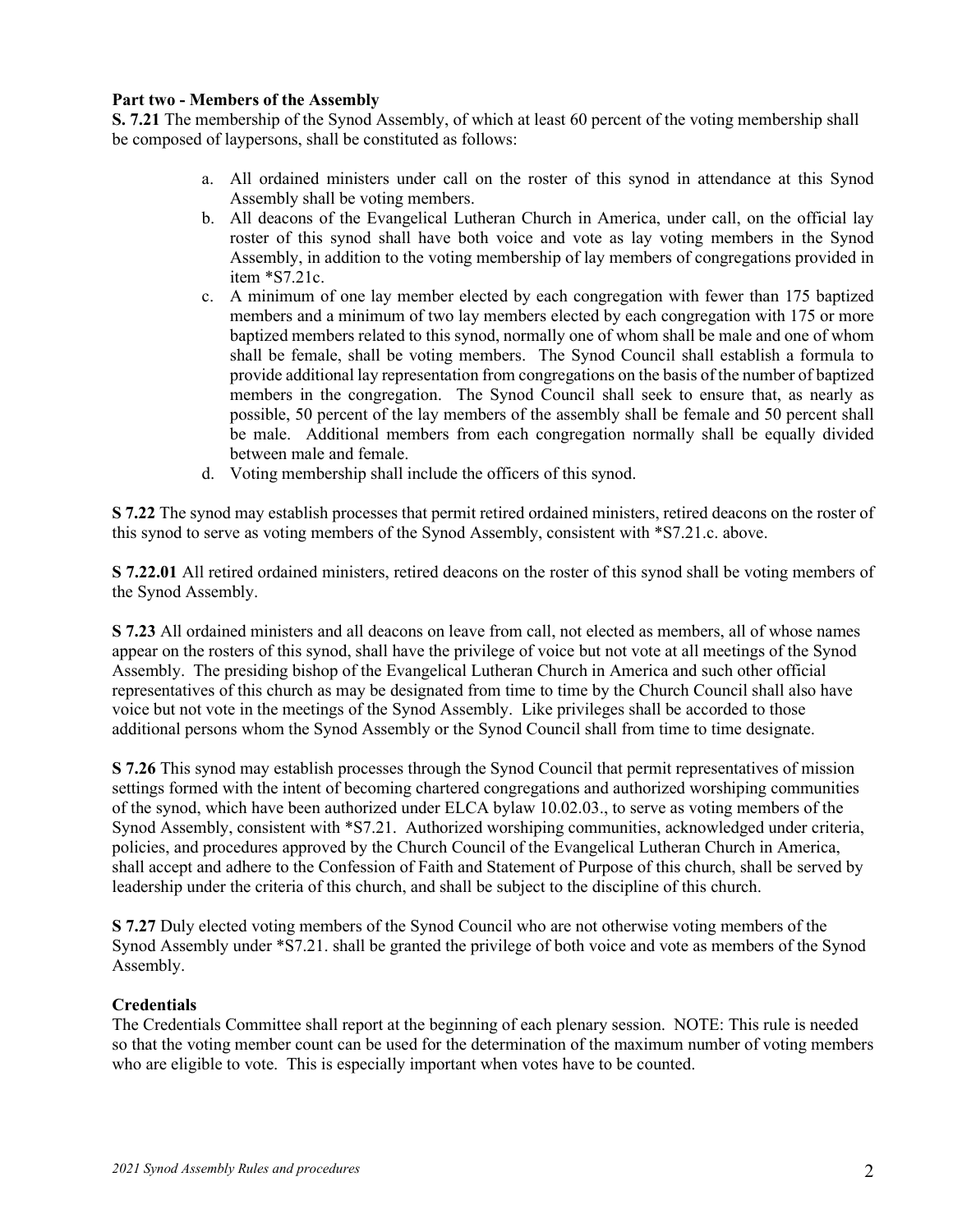**Part two - Members of the Assembly**

**S. 7.21** The membership of the Synod Assembly, of which at least 60 percent of the voting membership shall be composed of laypersons, shall be constituted as follows:

a. All ordained ministers under call on the roster of this synod in attendance at this Synod Assembly shall be voting members.

b. All deacons of the Evangelical Lutheran Church in America, under call, on the official lay roster of this synod shall have both voice and vote as lay voting members in the Synod Assembly, in addition to the voting membership of lay members of congregations provided in item *S7.21c.

c. A minimum of one lay member elected by each congregation with fewer than 175 baptized members and a minimum of two lay members elected by each congregation with 175 or more baptized members related to this synod, normally one of whom shall be male and one of whom shall be female, shall be voting members. The Synod Council shall establish a formula to provide additional lay representation from congregations on the basis of the number of baptized members in the congregation. The Synod Council shall seek to ensure that, as nearly as possible, 50 percent of the lay members of the assembly shall be female and 50 percent shall be male. Additional members from each congregation normally shall be equally divided between male and female.

d. Voting membership shall include the officers of this synod.

**S 7.22** The synod may establish processes that permit retired ordained ministers, retired deacons on the roster of this synod to serve as voting members of the Synod Assembly, consistent with *S7.21.c. above.

**S 7.22.01** All retired ordained ministers, retired deacons on the roster of this synod shall be voting members of the Synod Assembly.

**S 7.23** All ordained ministers and all deacons on leave from call, not elected as members, all of whose names appear on the rosters of this synod, shall have the privilege of voice but not vote at all meetings of the Synod Assembly. The presiding bishop of the Evangelical Lutheran Church in America and such other official representatives of this church as may be designated from time to time by the Church Council shall also have voice but not vote in the meetings of the Synod Assembly. Like privileges shall be accorded to those additional persons whom the Synod Assembly or the Synod Council shall from time to time designate.

**S 7.26** This synod may establish processes through the Synod Council that permit representatives of mission settings formed with the intent of becoming chartered congregations and authorized worshiping communities of the synod, which have been authorized under ELCA bylaw 10.02.03., to serve as voting members of the Synod Assembly, consistent with *S7.21. Authorized worshiping communities, acknowledged under criteria, policies, and procedures approved by the Church Council of the Evangelical Lutheran Church in America, shall accept and adhere to the Confession of Faith and Statement of Purpose of this church, shall be served by leadership under the criteria of this church, and shall be subject to the discipline of this church.

**S 7.27** Duly elected voting members of the Synod Council who are not otherwise voting members of the Synod Assembly under *S7.21. shall be granted the privilege of both voice and vote as members of the Synod Assembly.

**Credentials**

The Credentials Committee shall report at the beginning of each plenary session. NOTE: This rule is needed so that the voting member count can be used for the determination of the maximum number of voting members who are eligible to vote. This is especially important when votes have to be counted.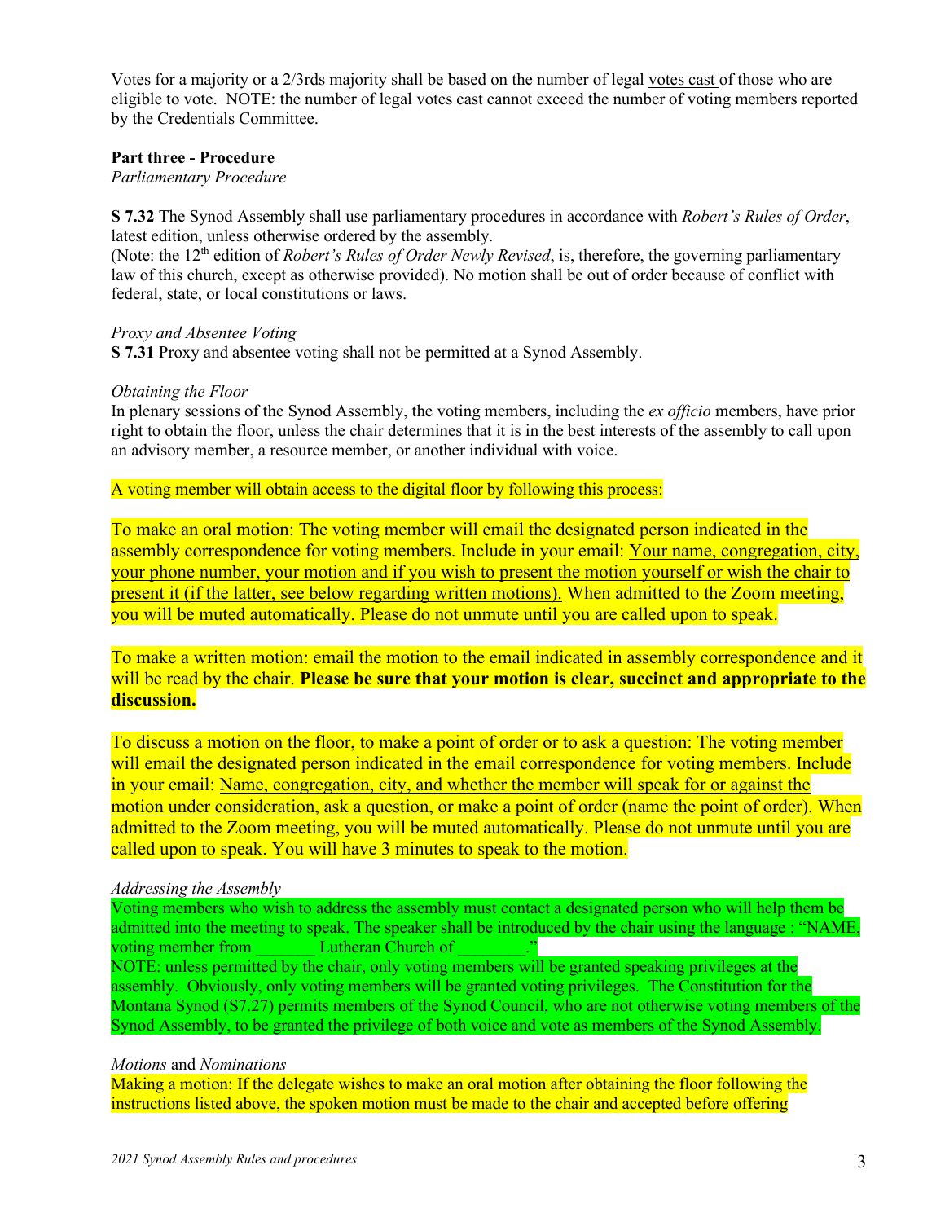Votes for a majority or a 2/3rds majority shall be based on the number of legal <u>votes cast</u> of those who are eligible to vote. NOTE: the number of legal votes cast cannot exceed the number of voting members reported by the Credentials Committee.

**Part three - Procedure**

*Parliamentary Procedure*

**S 7.32** The Synod Assembly shall use parliamentary procedures in accordance with *Robert's Rules of Order*, latest edition, unless otherwise ordered by the assembly.
(Note: the 12th edition of *Robert's Rules of Order Newly Revised*, is, therefore, the governing parliamentary law of this church, except as otherwise provided). No motion shall be out of order because of conflict with federal, state, or local constitutions or laws.

*Proxy and Absentee Voting*

**S 7.31** Proxy and absentee voting shall not be permitted at a Synod Assembly.

*Obtaining the Floor*

In plenary sessions of the Synod Assembly, the voting members, including the *ex officio* members, have prior right to obtain the floor, unless the chair determines that it is in the best interests of the assembly to call upon an advisory member, a resource member, or another individual with voice.

A voting member will obtain access to the digital floor by following this process:

To make an oral motion: The voting member will email the designated person indicated in the assembly correspondence for voting members. Include in your email: <u>Your name, congregation, city, your phone number, your motion and if you wish to present the motion yourself or wish the chair to present it (if the latter, see below regarding written motions).</u> When admitted to the Zoom meeting, you will be muted automatically. Please do not unmute until you are called upon to speak.

To make a written motion: email the motion to the email indicated in assembly correspondence and it will be read by the chair. **Please be sure that your motion is clear, succinct and appropriate to the discussion.**

To discuss a motion on the floor, to make a point of order or to ask a question: The voting member will email the designated person indicated in the email correspondence for voting members. Include in your email: <u>Name, congregation, city, and whether the member will speak for or against the motion under consideration, ask a question, or make a point of order (name the point of order).</u> When admitted to the Zoom meeting, you will be muted automatically. Please do not unmute until you are called upon to speak. You will have 3 minutes to speak to the motion.

*Addressing the Assembly*

Voting members who wish to address the assembly must contact a designated person who will help them be admitted into the meeting to speak. The speaker shall be introduced by the chair using the language : "NAME, voting member from _______ Lutheran Church of ________."
NOTE: unless permitted by the chair, only voting members will be granted speaking privileges at the assembly. Obviously, only voting members will be granted voting privileges. The Constitution for the Montana Synod (S7.27) permits members of the Synod Council, who are not otherwise voting members of the Synod Assembly, to be granted the privilege of both voice and vote as members of the Synod Assembly.

*Motions* and *Nominations*

Making a motion: If the delegate wishes to make an oral motion after obtaining the floor following the instructions listed above, the spoken motion must be made to the chair and accepted before offering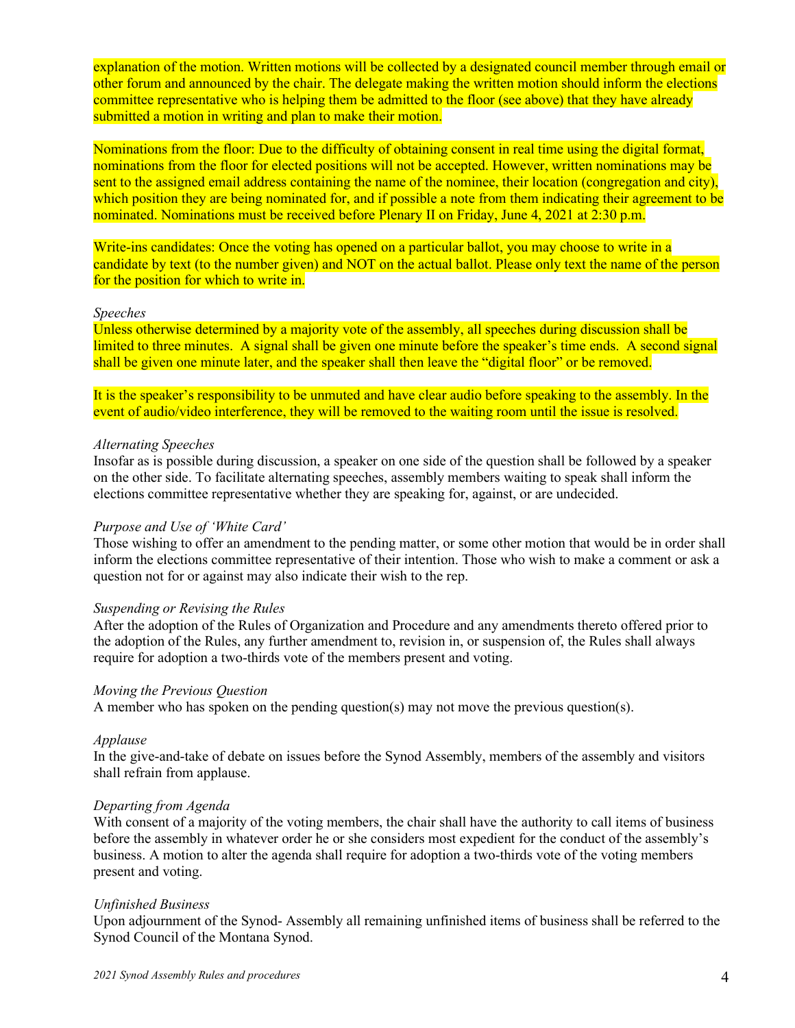explanation of the motion. Written motions will be collected by a designated council member through email or other forum and announced by the chair. The delegate making the written motion should inform the elections committee representative who is helping them be admitted to the floor (see above) that they have already submitted a motion in writing and plan to make their motion.

Nominations from the floor: Due to the difficulty of obtaining consent in real time using the digital format, nominations from the floor for elected positions will not be accepted. However, written nominations may be sent to the assigned email address containing the name of the nominee, their location (congregation and city), which position they are being nominated for, and if possible a note from them indicating their agreement to be nominated. Nominations must be received before Plenary II on Friday, June 4, 2021 at 2:30 p.m.

Write-ins candidates: Once the voting has opened on a particular ballot, you may choose to write in a candidate by text (to the number given) and NOT on the actual ballot. Please only text the name of the person for the position for which to write in.

*Speeches*

Unless otherwise determined by a majority vote of the assembly, all speeches during discussion shall be limited to three minutes. A signal shall be given one minute before the speaker's time ends. A second signal shall be given one minute later, and the speaker shall then leave the "digital floor" or be removed.

It is the speaker's responsibility to be unmuted and have clear audio before speaking to the assembly. In the event of audio/video interference, they will be removed to the waiting room until the issue is resolved.

*Alternating Speeches*

Insofar as is possible during discussion, a speaker on one side of the question shall be followed by a speaker on the other side. To facilitate alternating speeches, assembly members waiting to speak shall inform the elections committee representative whether they are speaking for, against, or are undecided.

*Purpose and Use of 'White Card'*

Those wishing to offer an amendment to the pending matter, or some other motion that would be in order shall inform the elections committee representative of their intention. Those who wish to make a comment or ask a question not for or against may also indicate their wish to the rep.

*Suspending or Revising the Rules*

After the adoption of the Rules of Organization and Procedure and any amendments thereto offered prior to the adoption of the Rules, any further amendment to, revision in, or suspension of, the Rules shall always require for adoption a two-thirds vote of the members present and voting.

*Moving the Previous Question*

A member who has spoken on the pending question(s) may not move the previous question(s).

*Applause*

In the give-and-take of debate on issues before the Synod Assembly, members of the assembly and visitors shall refrain from applause.

*Departing from Agenda*

With consent of a majority of the voting members, the chair shall have the authority to call items of business before the assembly in whatever order he or she considers most expedient for the conduct of the assembly's business. A motion to alter the agenda shall require for adoption a two-thirds vote of the voting members present and voting.

*Unfinished Business*

Upon adjournment of the Synod- Assembly all remaining unfinished items of business shall be referred to the Synod Council of the Montana Synod.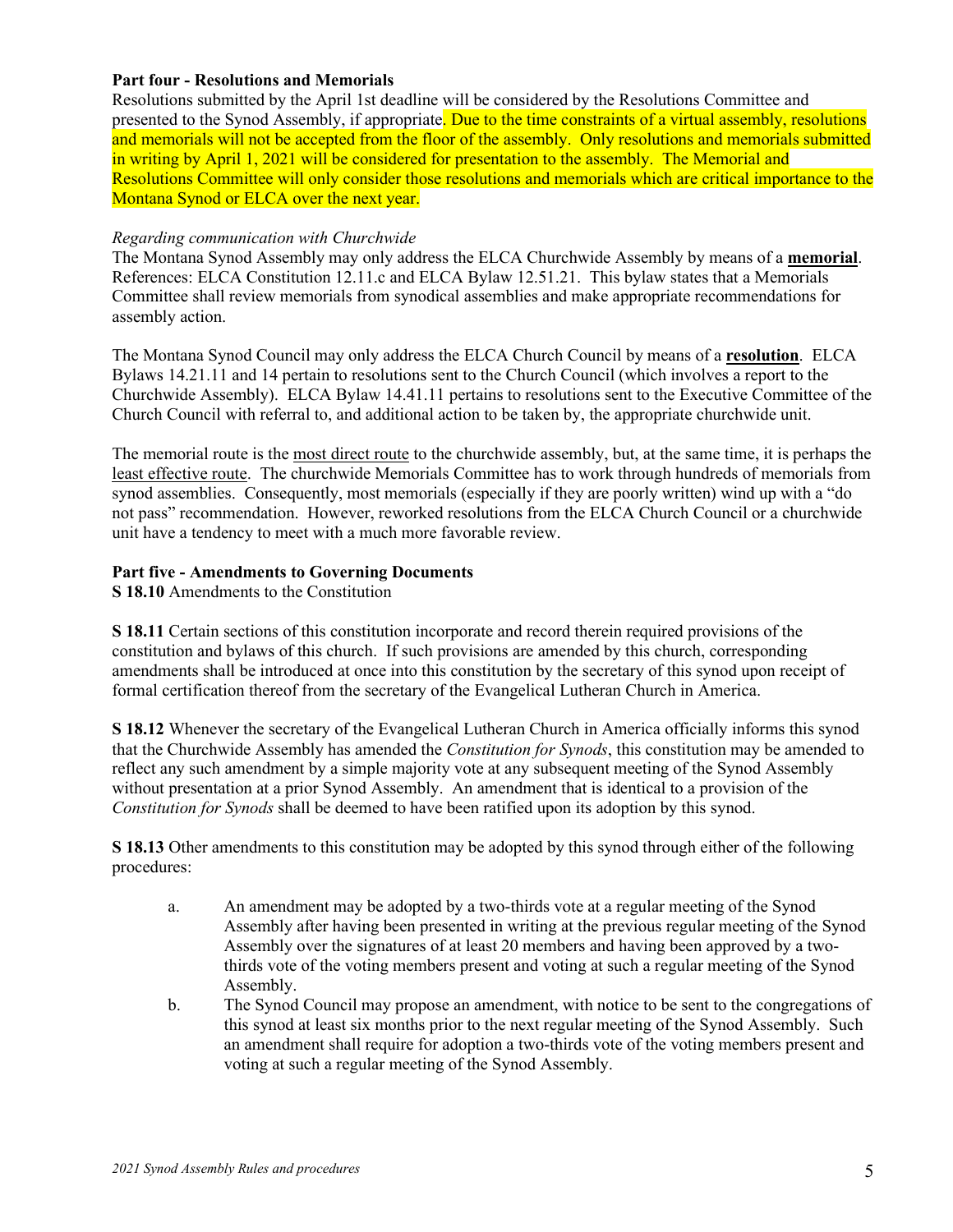**Part four - Resolutions and Memorials**

Resolutions submitted by the April 1st deadline will be considered by the Resolutions Committee and presented to the Synod Assembly, if appropriate. Due to the time constraints of a virtual assembly, resolutions and memorials will not be accepted from the floor of the assembly. Only resolutions and memorials submitted in writing by April 1, 2021 will be considered for presentation to the assembly. The Memorial and Resolutions Committee will only consider those resolutions and memorials which are critical importance to the Montana Synod or ELCA over the next year.

*Regarding communication with Churchwide*

The Montana Synod Assembly may only address the ELCA Churchwide Assembly by means of a **memorial**. References: ELCA Constitution 12.11.c and ELCA Bylaw 12.51.21. This bylaw states that a Memorials Committee shall review memorials from synodical assemblies and make appropriate recommendations for assembly action.

The Montana Synod Council may only address the ELCA Church Council by means of a **resolution**. ELCA Bylaws 14.21.11 and 14 pertain to resolutions sent to the Church Council (which involves a report to the Churchwide Assembly). ELCA Bylaw 14.41.11 pertains to resolutions sent to the Executive Committee of the Church Council with referral to, and additional action to be taken by, the appropriate churchwide unit.

The memorial route is the most direct route to the churchwide assembly, but, at the same time, it is perhaps the least effective route. The churchwide Memorials Committee has to work through hundreds of memorials from synod assemblies. Consequently, most memorials (especially if they are poorly written) wind up with a "do not pass" recommendation. However, reworked resolutions from the ELCA Church Council or a churchwide unit have a tendency to meet with a much more favorable review.

**Part five - Amendments to Governing Documents**

**S 18.10** Amendments to the Constitution

**S 18.11** Certain sections of this constitution incorporate and record therein required provisions of the constitution and bylaws of this church. If such provisions are amended by this church, corresponding amendments shall be introduced at once into this constitution by the secretary of this synod upon receipt of formal certification thereof from the secretary of the Evangelical Lutheran Church in America.

**S 18.12** Whenever the secretary of the Evangelical Lutheran Church in America officially informs this synod that the Churchwide Assembly has amended the *Constitution for Synods*, this constitution may be amended to reflect any such amendment by a simple majority vote at any subsequent meeting of the Synod Assembly without presentation at a prior Synod Assembly. An amendment that is identical to a provision of the *Constitution for Synods* shall be deemed to have been ratified upon its adoption by this synod.

**S 18.13** Other amendments to this constitution may be adopted by this synod through either of the following procedures:

a. An amendment may be adopted by a two-thirds vote at a regular meeting of the Synod Assembly after having been presented in writing at the previous regular meeting of the Synod Assembly over the signatures of at least 20 members and having been approved by a two-thirds vote of the voting members present and voting at such a regular meeting of the Synod Assembly.

b. The Synod Council may propose an amendment, with notice to be sent to the congregations of this synod at least six months prior to the next regular meeting of the Synod Assembly. Such an amendment shall require for adoption a two-thirds vote of the voting members present and voting at such a regular meeting of the Synod Assembly.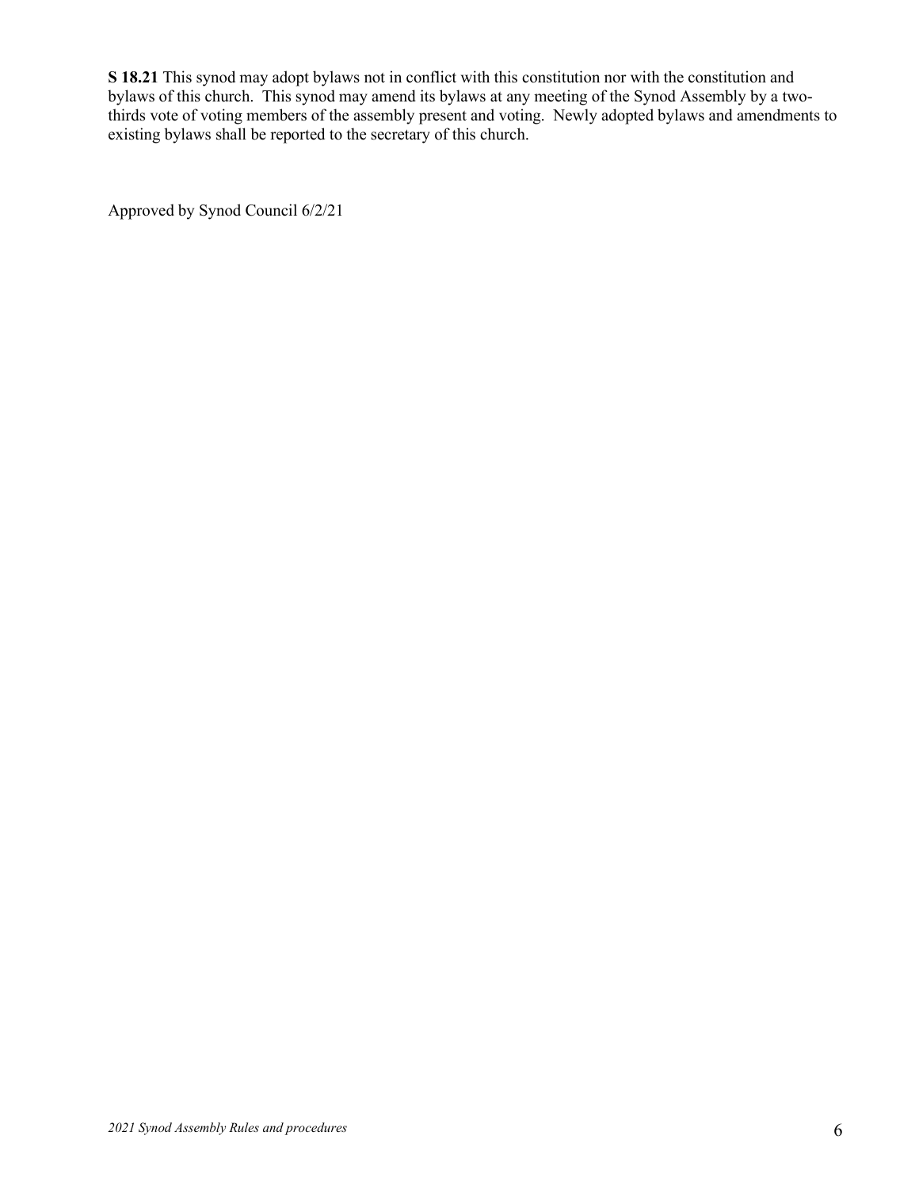**S 18.21** This synod may adopt bylaws not in conflict with this constitution nor with the constitution and bylaws of this church. This synod may amend its bylaws at any meeting of the Synod Assembly by a two-thirds vote of voting members of the assembly present and voting. Newly adopted bylaws and amendments to existing bylaws shall be reported to the secretary of this church.

Approved by Synod Council 6/2/21